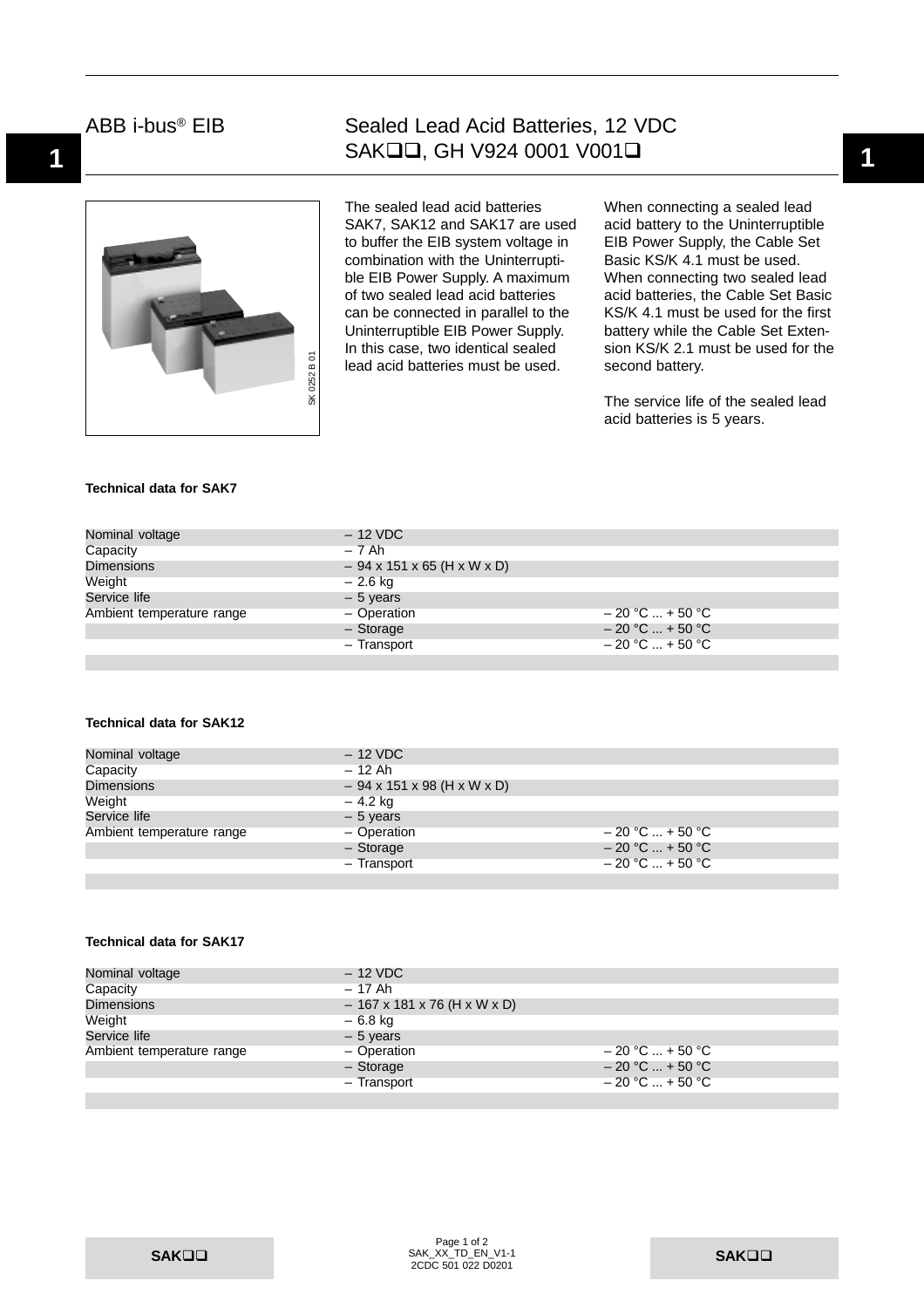# ABB i-bus® EIB

## Sealed Lead Acid Batteries, 12 VDC SAK❑❑, GH V924 0001 V001❑

The sealed lead acid batteries SAK7, SAK12 and SAK17 are used to buffer the EIB system voltage in combination with the Uninterruptible EIB Power Supply. A maximum of two sealed lead acid batteries can be connected in parallel to the Uninterruptible EIB Power Supply. In this case, two identical sealed lead acid batteries must be used.

When connecting a sealed lead acid battery to the Uninterruptible EIB Power Supply, the Cable Set Basic KS/K 4.1 must be used. When connecting two sealed lead acid batteries, the Cable Set Basic KS/K 4.1 must be used for the first battery while the Cable Set Extension KS/K 2.1 must be used for the second battery.

The service life of the sealed lead acid batteries is 5 years.

SK 0252 B 01

**Technical data for SAK7**

| | | |
|---|---|---|
| Nominal voltage | – 12 VDC | |
| Capacity | – 7 Ah | |
| Dimensions | – 94 x 151 x 65 (H x W x D) | |
| Weight | – 2.6 kg | |
| Service life | – 5 years | |
| Ambient temperature range | – Operation | – 20 °C ... + 50 °C |
| | – Storage | – 20 °C ... + 50 °C |
| | – Transport | – 20 °C ... + 50 °C |

**Technical data for SAK12**

| | | |
|---|---|---|
| Nominal voltage | – 12 VDC | |
| Capacity | – 12 Ah | |
| Dimensions | – 94 x 151 x 98 (H x W x D) | |
| Weight | – 4.2 kg | |
| Service life | – 5 years | |
| Ambient temperature range | – Operation | – 20 °C ... + 50 °C |
| | – Storage | – 20 °C ... + 50 °C |
| | – Transport | – 20 °C ... + 50 °C |

**Technical data for SAK17**

| | | |
|---|---|---|
| Nominal voltage | – 12 VDC | |
| Capacity | – 17 Ah | |
| Dimensions | – 167 x 181 x 76 (H x W x D) | |
| Weight | – 6.8 kg | |
| Service life | – 5 years | |
| Ambient temperature range | – Operation | – 20 °C ... + 50 °C |
| | – Storage | – 20 °C ... + 50 °C |
| | – Transport | – 20 °C ... + 50 °C |

SAK_XX_TD_EN_V1-1
2CDC 501 022 D0201